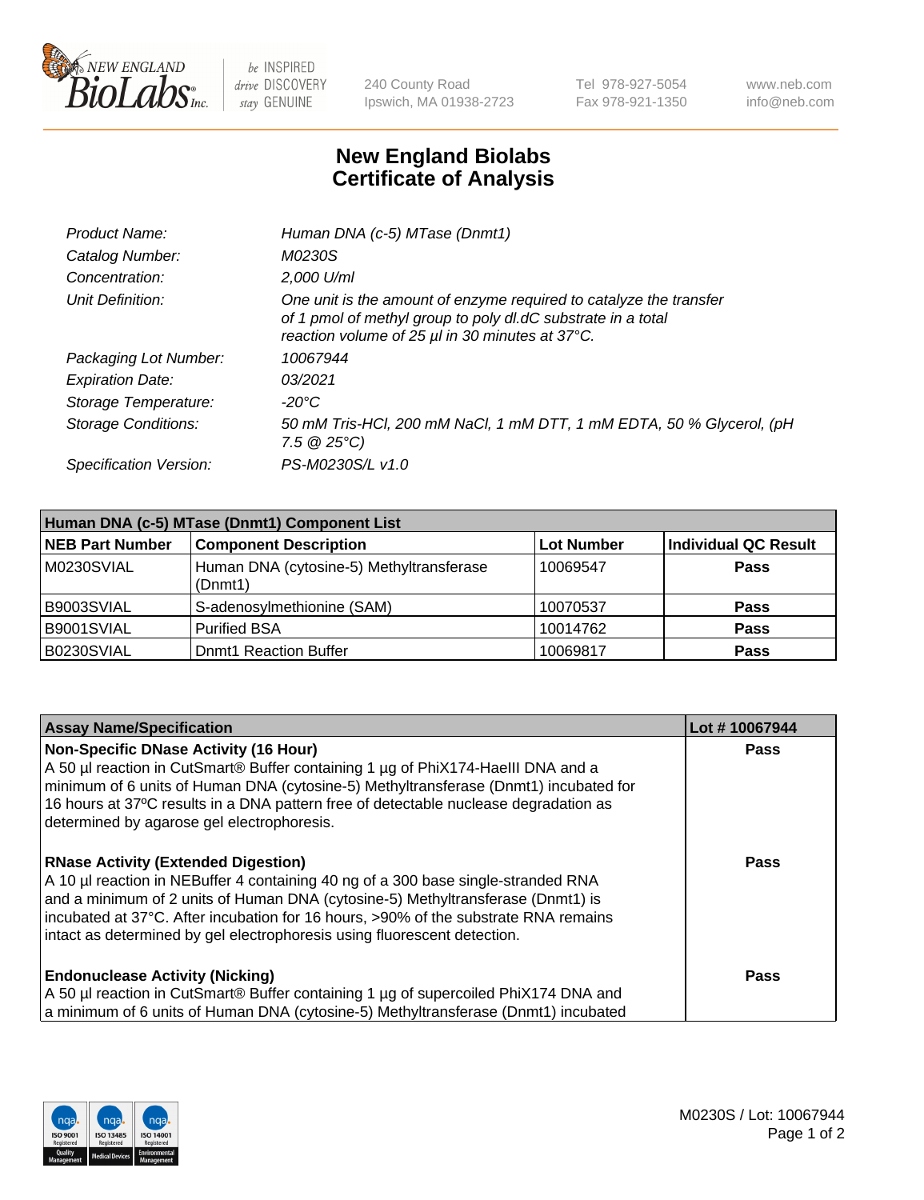# New England Biolabs Certificate of Analysis

| | |
|---|---|
| *Product Name:* | *Human DNA (c-5) MTase (Dnmt1)* |
| *Catalog Number:* | *M0230S* |
| *Concentration:* | *2,000 U/ml* |
| *Unit Definition:* | *One unit is the amount of enzyme required to catalyze the transfer of 1 pmol of methyl group to poly dI.dC substrate in a total reaction volume of 25 µl in 30 minutes at 37°C.* |
| *Packaging Lot Number:* | *10067944* |
| *Expiration Date:* | *03/2021* |
| *Storage Temperature:* | *-20°C* |
| *Storage Conditions:* | *50 mM Tris-HCl, 200 mM NaCl, 1 mM DTT, 1 mM EDTA, 50 % Glycerol, (pH 7.5 @ 25°C)* |
| *Specification Version:* | *PS-M0230S/L v1.0* |

| **Human DNA (c-5) MTase (Dnmt1) Component List** | | | |
|---|---|---|---|
| **NEB Part Number** | **Component Description** | **Lot Number** | **Individual QC Result** |
| M0230SVIAL | Human DNA (cytosine-5) Methyltransferase (Dnmt1) | 10069547 | **Pass** |
| B9003SVIAL | S-adenosylmethionine (SAM) | 10070537 | **Pass** |
| B9001SVIAL | Purified BSA | 10014762 | **Pass** |
| B0230SVIAL | Dnmt1 Reaction Buffer | 10069817 | **Pass** |

| **Assay Name/Specification** | **Lot # 10067944** |
|---|---|
| **Non-Specific DNase Activity (16 Hour)** A 50 µl reaction in CutSmart® Buffer containing 1 µg of PhiX174-HaeIII DNA and a minimum of 6 units of Human DNA (cytosine-5) Methyltransferase (Dnmt1) incubated for 16 hours at 37ºC results in a DNA pattern free of detectable nuclease degradation as determined by agarose gel electrophoresis. | **Pass** |
| **RNase Activity (Extended Digestion)** A 10 µl reaction in NEBuffer 4 containing 40 ng of a 300 base single-stranded RNA and a minimum of 2 units of Human DNA (cytosine-5) Methyltransferase (Dnmt1) is incubated at 37°C. After incubation for 16 hours, >90% of the substrate RNA remains intact as determined by gel electrophoresis using fluorescent detection. | **Pass** |
| **Endonuclease Activity (Nicking)** A 50 µl reaction in CutSmart® Buffer containing 1 µg of supercoiled PhiX174 DNA and a minimum of 6 units of Human DNA (cytosine-5) Methyltransferase (Dnmt1) incubated | **Pass** |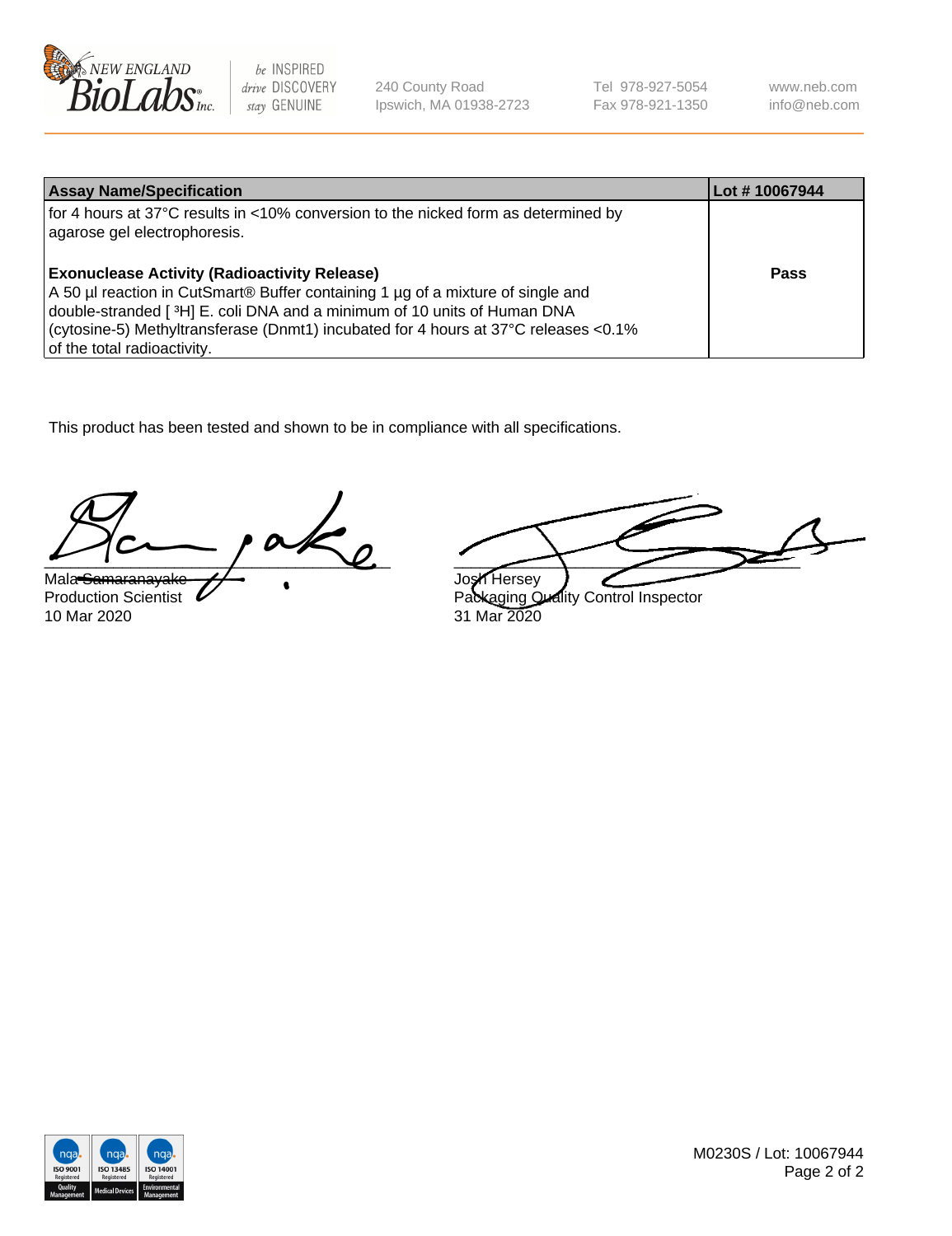| Assay Name/Specification | Lot # 10067944 |
|---|---|
| for 4 hours at 37°C results in <10% conversion to the nicked form as determined by agarose gel electrophoresis. | |
| **Exonuclease Activity (Radioactivity Release)**<br>A 50 µl reaction in CutSmart® Buffer containing 1 µg of a mixture of single and double-stranded [ $^3$H] E. coli DNA and a minimum of 10 units of Human DNA (cytosine-5) Methyltransferase (Dnmt1) incubated for 4 hours at 37°C releases <0.1% of the total radioactivity. | **Pass** |

This product has been tested and shown to be in compliance with all specifications.

Mala Samaranayake
Production Scientist
10 Mar 2020

Josh Hersey
Packaging Quality Control Inspector
31 Mar 2020

M0230S / Lot: 10067944